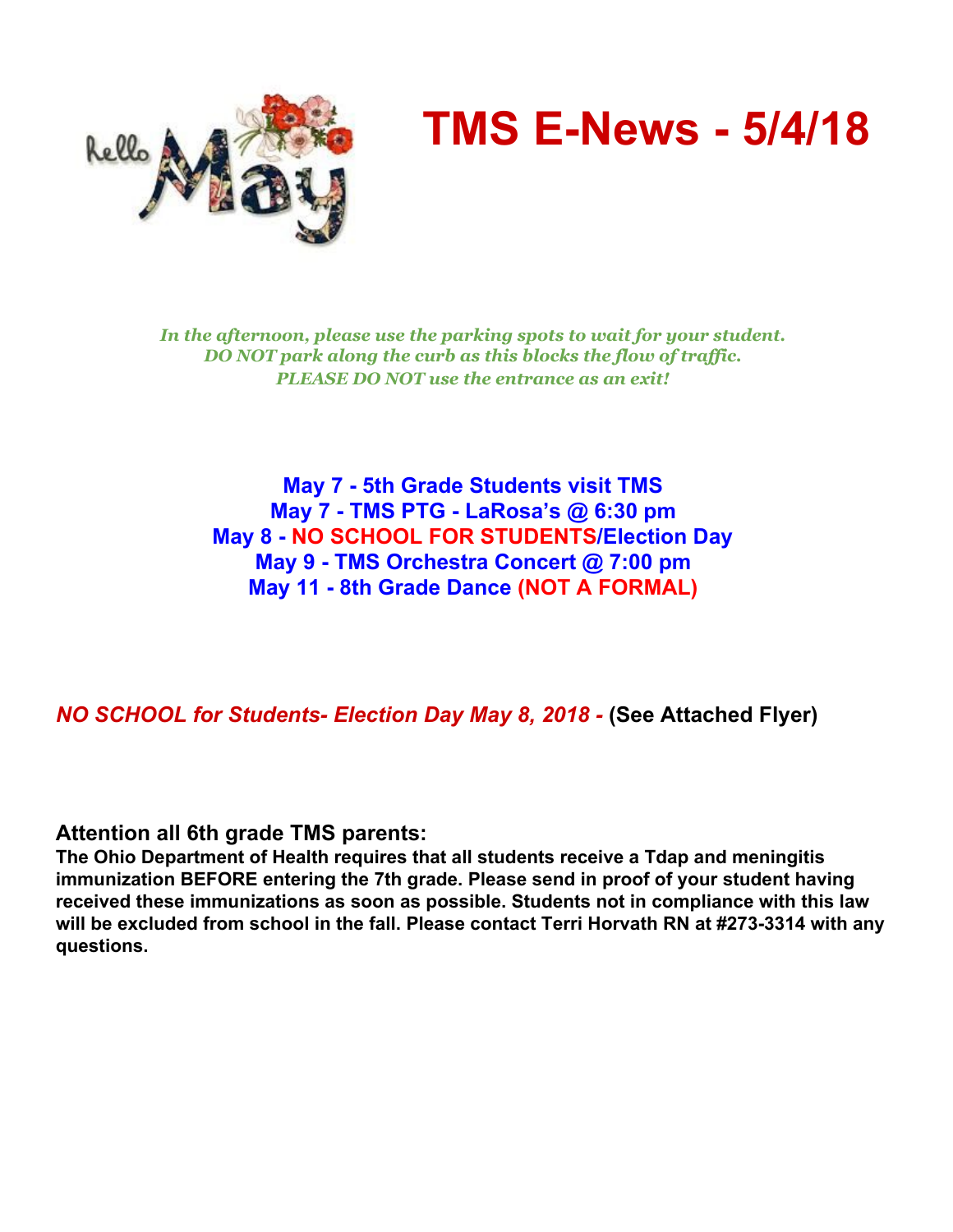# TMS E-News - 5/4/18

*In the afternoon, please use the parking spots to wait for your student.*
*DO NOT park along the curb as this blocks the flow of traffic.*
*PLEASE DO NOT use the entrance as an exit!*

**May 7 - 5th Grade Students visit TMS**
**May 7 - TMS PTG - LaRosa's @ 6:30 pm**
**May 8 - NO SCHOOL FOR STUDENTS/Election Day**
**May 9 - TMS Orchestra Concert @ 7:00 pm**
**May 11 - 8th Grade Dance (NOT A FORMAL)**

***NO SCHOOL for Students- Election Day May 8, 2018 -*** **(See Attached Flyer)**

### Attention all 6th grade TMS parents:

**The Ohio Department of Health requires that all students receive a Tdap and meningitis immunization BEFORE entering the 7th grade. Please send in proof of your student having received these immunizations as soon as possible. Students not in compliance with this law will be excluded from school in the fall. Please contact Terri Horvath RN at #273-3314 with any questions.**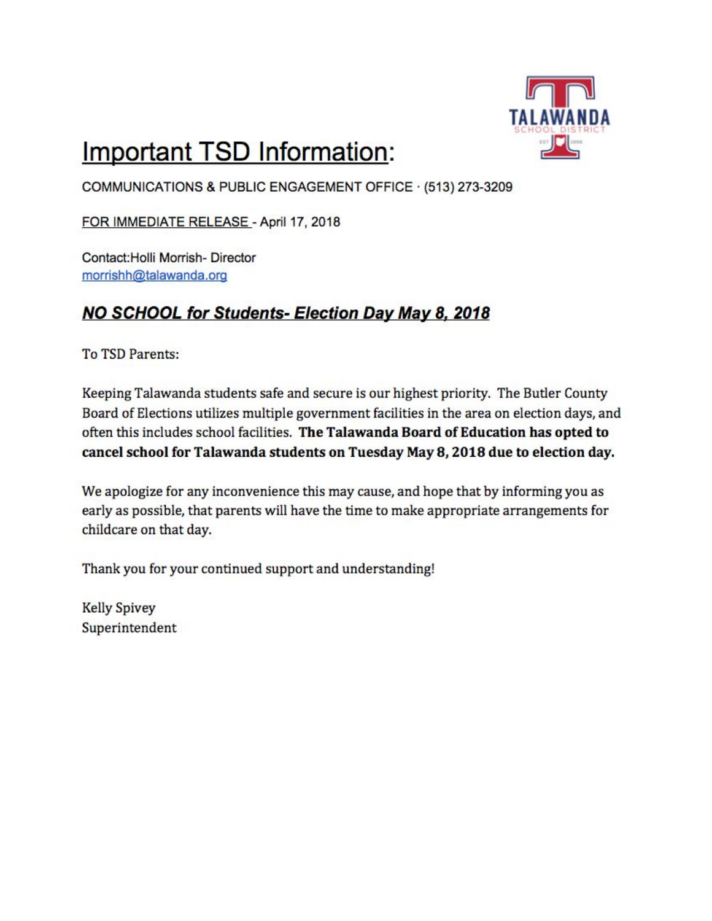# Important TSD Information:

COMMUNICATIONS & PUBLIC ENGAGEMENT OFFICE · (513) 273-3209

FOR IMMEDIATE RELEASE - April 17, 2018

Contact:Holli Morrish- Director
morrishh@talawanda.org

## ***NO SCHOOL for Students- Election Day May 8, 2018***

To TSD Parents:

Keeping Talawanda students safe and secure is our highest priority. The Butler County Board of Elections utilizes multiple government facilities in the area on election days, and often this includes school facilities. **The Talawanda Board of Education has opted to cancel school for Talawanda students on Tuesday May 8, 2018 due to election day.**

We apologize for any inconvenience this may cause, and hope that by informing you as early as possible, that parents will have the time to make appropriate arrangements for childcare on that day.

Thank you for your continued support and understanding!

Kelly Spivey
Superintendent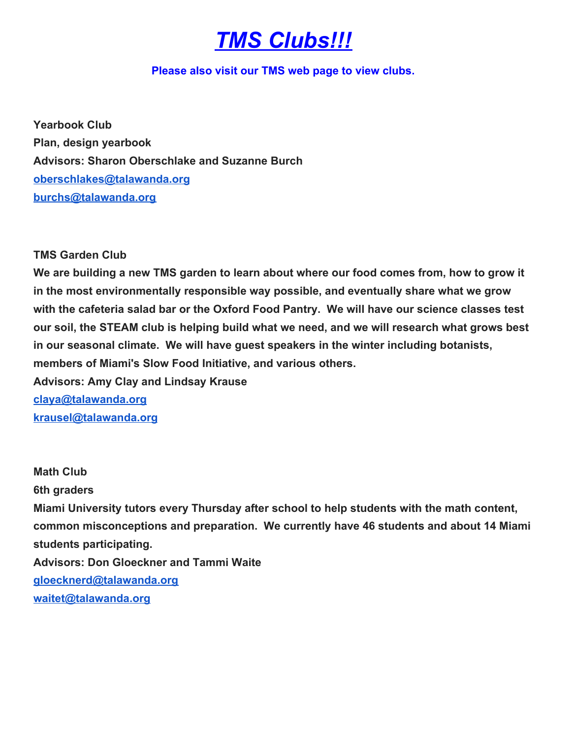# *TMS Clubs!!!*

**Please also visit our TMS web page to view clubs.**

**Yearbook Club**
**Plan, design yearbook**
**Advisors: Sharon Oberschlake and Suzanne Burch**
**oberschlakes@talawanda.org**
**burchs@talawanda.org**

**TMS Garden Club**
**We are building a new TMS garden to learn about where our food comes from, how to grow it in the most environmentally responsible way possible, and eventually share what we grow with the cafeteria salad bar or the Oxford Food Pantry. We will have our science classes test our soil, the STEAM club is helping build what we need, and we will research what grows best in our seasonal climate. We will have guest speakers in the winter including botanists, members of Miami's Slow Food Initiative, and various others.**
**Advisors: Amy Clay and Lindsay Krause**
**claya@talawanda.org**
**krausel@talawanda.org**

**Math Club**
**6th graders**
**Miami University tutors every Thursday after school to help students with the math content, common misconceptions and preparation. We currently have 46 students and about 14 Miami students participating.**
**Advisors: Don Gloeckner and Tammi Waite**
**gloecknerd@talawanda.org**
**waitet@talawanda.org**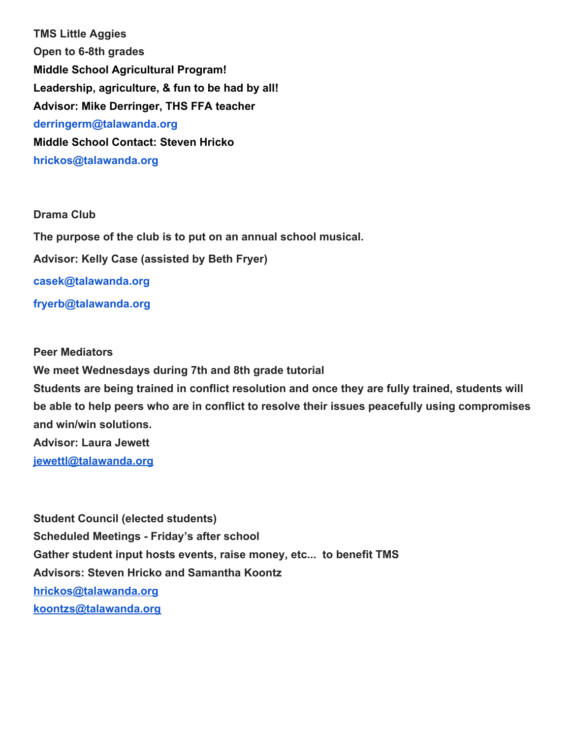**TMS Little Aggies**
**Open to 6-8th grades**
**Middle School Agricultural Program!**
**Leadership, agriculture, & fun to be had by all!**
**Advisor: Mike Derringer, THS FFA teacher**
**derringerm@talawanda.org**
**Middle School Contact: Steven Hricko**
**hrickos@talawanda.org**

**Drama Club**

**The purpose of the club is to put on an annual school musical.**

**Advisor: Kelly Case (assisted by Beth Fryer)**

**casek@talawanda.org**

**fryerb@talawanda.org**

**Peer Mediators**
**We meet Wednesdays during 7th and 8th grade tutorial**
**Students are being trained in conflict resolution and once they are fully trained, students will be able to help peers who are in conflict to resolve their issues peacefully using compromises and win/win solutions.**
**Advisor: Laura Jewett**
**jewettl@talawanda.org**

**Student Council (elected students)**
**Scheduled Meetings - Friday's after school**
**Gather student input hosts events, raise money, etc... to benefit TMS**
**Advisors: Steven Hricko and Samantha Koontz**
**hrickos@talawanda.org**
**koontzs@talawanda.org**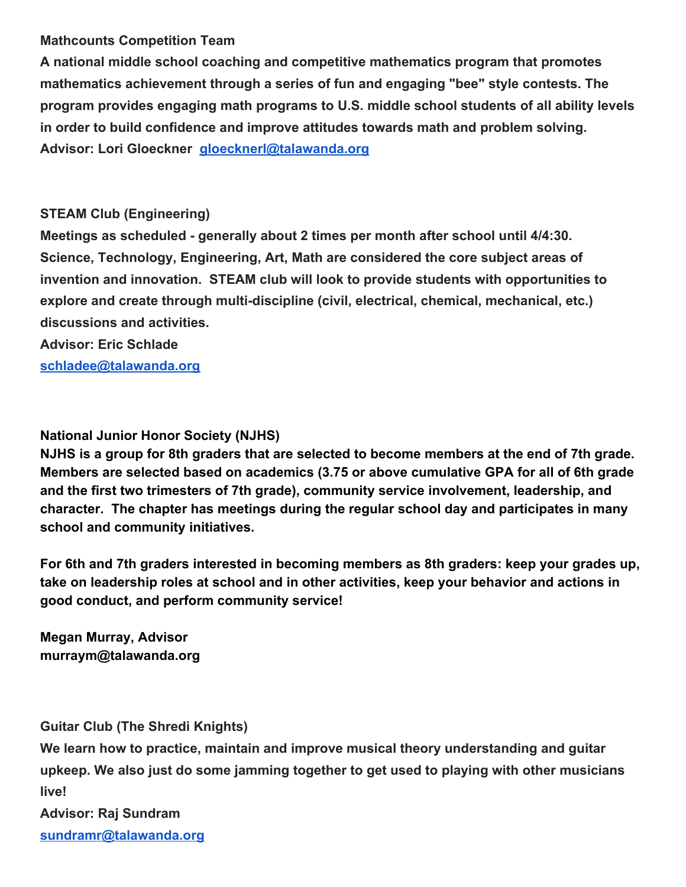**Mathcounts Competition Team**

**A national middle school coaching and competitive mathematics program that promotes mathematics achievement through a series of fun and engaging "bee" style contests. The program provides engaging math programs to U.S. middle school students of all ability levels in order to build confidence and improve attitudes towards math and problem solving.**

**Advisor: Lori Gloeckner [gloecknerl@talawanda.org](mailto:gloecknerl@talawanda.org)**

**STEAM Club (Engineering)**

**Meetings as scheduled - generally about 2 times per month after school until 4/4:30. Science, Technology, Engineering, Art, Math are considered the core subject areas of invention and innovation. STEAM club will look to provide students with opportunities to explore and create through multi-discipline (civil, electrical, chemical, mechanical, etc.) discussions and activities.**

**Advisor: Eric Schlade**

**[schladee@talawanda.org](mailto:schladee@talawanda.org)**

**National Junior Honor Society (NJHS)**

**NJHS is a group for 8th graders that are selected to become members at the end of 7th grade. Members are selected based on academics (3.75 or above cumulative GPA for all of 6th grade and the first two trimesters of 7th grade), community service involvement, leadership, and character. The chapter has meetings during the regular school day and participates in many school and community initiatives.**

**For 6th and 7th graders interested in becoming members as 8th graders: keep your grades up, take on leadership roles at school and in other activities, keep your behavior and actions in good conduct, and perform community service!**

**Megan Murray, Advisor**
**murraym@talawanda.org**

**Guitar Club (The Shredi Knights)**

**We learn how to practice, maintain and improve musical theory understanding and guitar upkeep. We also just do some jamming together to get used to playing with other musicians live!**

**Advisor: Raj Sundram**

**[sundramr@talawanda.org](mailto:sundramr@talawanda.org)**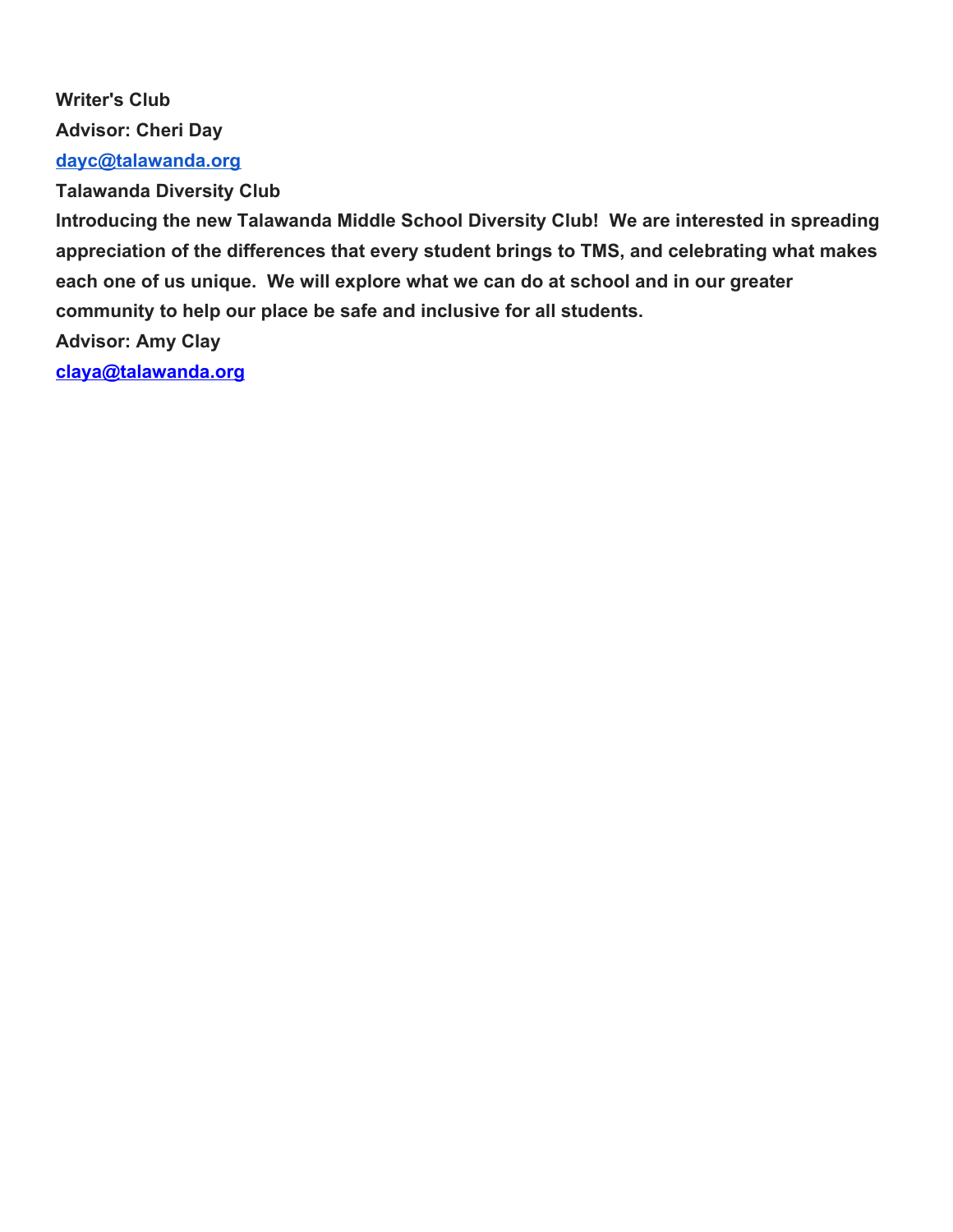**Writer's Club**

**Advisor: Cheri Day**

**[dayc@talawanda.org](mailto:dayc@talawanda.org)**

**Talawanda Diversity Club**

**Introducing the new Talawanda Middle School Diversity Club! We are interested in spreading appreciation of the differences that every student brings to TMS, and celebrating what makes each one of us unique. We will explore what we can do at school and in our greater community to help our place be safe and inclusive for all students.**

**Advisor: Amy Clay**

**[claya@talawanda.org](mailto:claya@talawanda.org)**